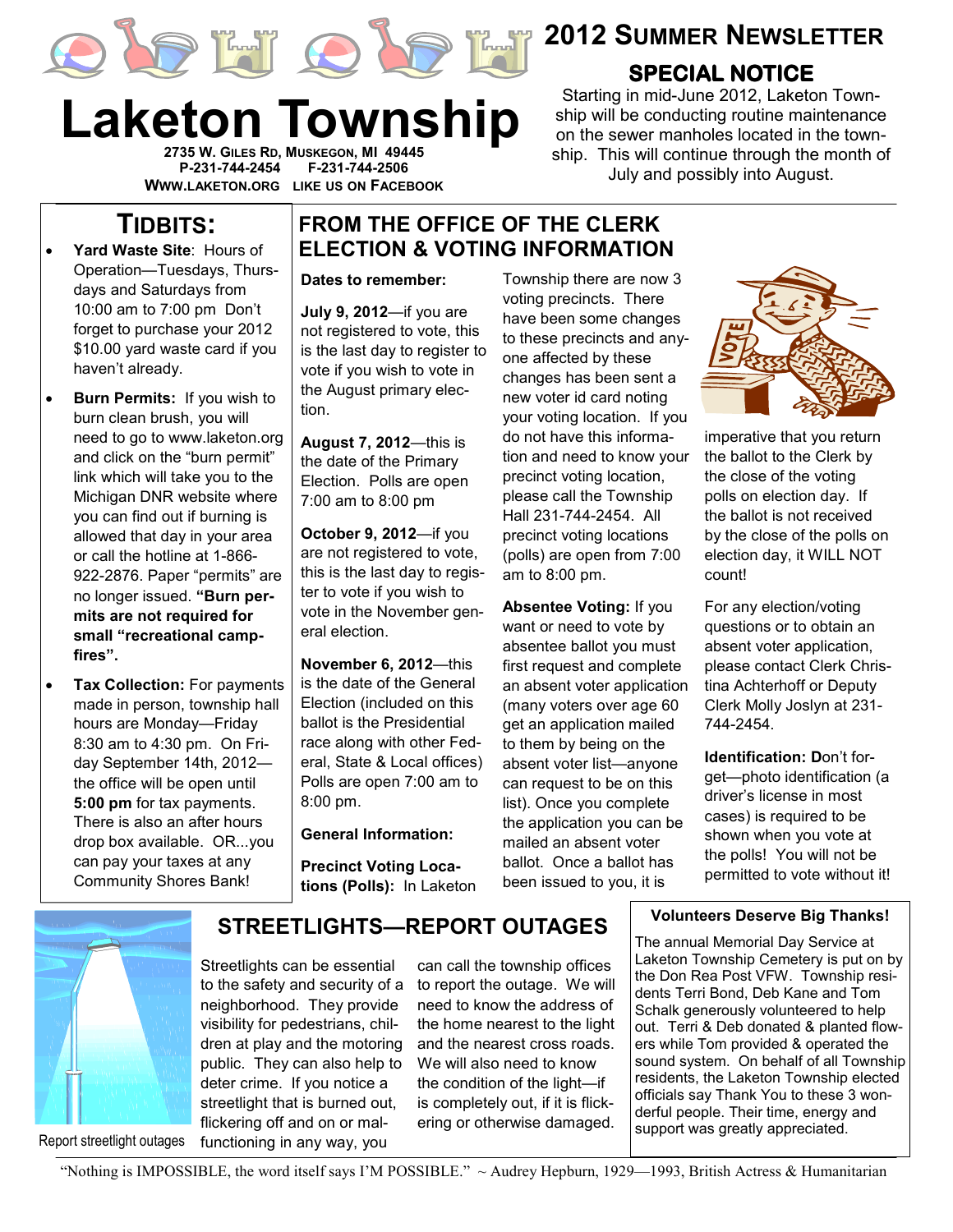# Laketon Township

2735 W. Giles Rd, Muskegon, MI 49445
P-231-744-2454 F-231-744-2506
www.laketon.org LIKE US ON FACEBOOK

## 2012 Summer Newsletter

### SPECIAL NOTICE

Starting in mid-June 2012, Laketon Township will be conducting routine maintenance on the sewer manholes located in the township. This will continue through the month of July and possibly into August.

## TIDBITS:

- **Yard Waste Site**: Hours of Operation—Tuesdays, Thursdays and Saturdays from 10:00 am to 7:00 pm Don't forget to purchase your 2012 $10.00 yard waste card if you haven't already.
- **Burn Permits:** If you wish to burn clean brush, you will need to go to www.laketon.org and click on the "burn permit" link which will take you to the Michigan DNR website where you can find out if burning is allowed that day in your area or call the hotline at 1-866-922-2876. Paper "permits" are no longer issued. **"Burn permits are not required for small "recreational campfires".**
- **Tax Collection:** For payments made in person, township hall hours are Monday—Friday 8:30 am to 4:30 pm. On Friday September 14th, 2012—the office will be open until **5:00 pm** for tax payments. There is also an after hours drop box available. OR...you can pay your taxes at any Community Shores Bank!

## FROM THE OFFICE OF THE CLERK ELECTION & VOTING INFORMATION

**Dates to remember:**

**July 9, 2012**—if you are not registered to vote, this is the last day to register to vote if you wish to vote in the August primary election.

**August 7, 2012**—this is the date of the Primary Election. Polls are open 7:00 am to 8:00 pm

**October 9, 2012**—if you are not registered to vote, this is the last day to register to vote if you wish to vote in the November general election.

**November 6, 2012**—this is the date of the General Election (included on this ballot is the Presidential race along with other Federal, State & Local offices) Polls are open 7:00 am to 8:00 pm.

**General Information:**

**Precinct Voting Locations (Polls):** In Laketon Township there are now 3 voting precincts. There have been some changes to these precincts and anyone affected by these changes has been sent a new voter id card noting your voting location. If you do not have this information and need to know your precinct voting location, please call the Township Hall 231-744-2454. All precinct voting locations (polls) are open from 7:00 am to 8:00 pm.

**Absentee Voting:** If you want or need to vote by absentee ballot you must first request and complete an absent voter application (many voters over age 60 get an application mailed to them by being on the absent voter list—anyone can request to be on this list). Once you complete the application you can be mailed an absent voter ballot. Once a ballot has been issued to you, it is imperative that you return the ballot to the Clerk by the close of the voting polls on election day. If the ballot is not received by the close of the polls on election day, it WILL NOT count!

For any election/voting questions or to obtain an absent voter application, please contact Clerk Christina Achterhoff or Deputy Clerk Molly Joslyn at 231-744-2454.

**Identification:** Don't forget—photo identification (a driver's license in most cases) is required to be shown when you vote at the polls! You will not be permitted to vote without it!

## STREETLIGHTS—REPORT OUTAGES

Report streetlight outages

Streetlights can be essential to the safety and security of a neighborhood. They provide visibility for pedestrians, children at play and the motoring public. They can also help to deter crime. If you notice a streetlight that is burned out, flickering off and on or malfunctioning in any way, you can call the township offices to report the outage. We will need to know the address of the home nearest to the light and the nearest cross roads. We will also need to know the condition of the light—if is completely out, if it is flickering or otherwise damaged.

### Volunteers Deserve Big Thanks!

The annual Memorial Day Service at Laketon Township Cemetery is put on by the Don Rea Post VFW. Township residents Terri Bond, Deb Kane and Tom Schalk generously volunteered to help out. Terri & Deb donated & planted flowers while Tom provided & operated the sound system. On behalf of all Township residents, the Laketon Township elected officials say Thank You to these 3 wonderful people. Their time, energy and support was greatly appreciated.

"Nothing is IMPOSSIBLE, the word itself says I'M POSSIBLE." ~ Audrey Hepburn, 1929—1993, British Actress & Humanitarian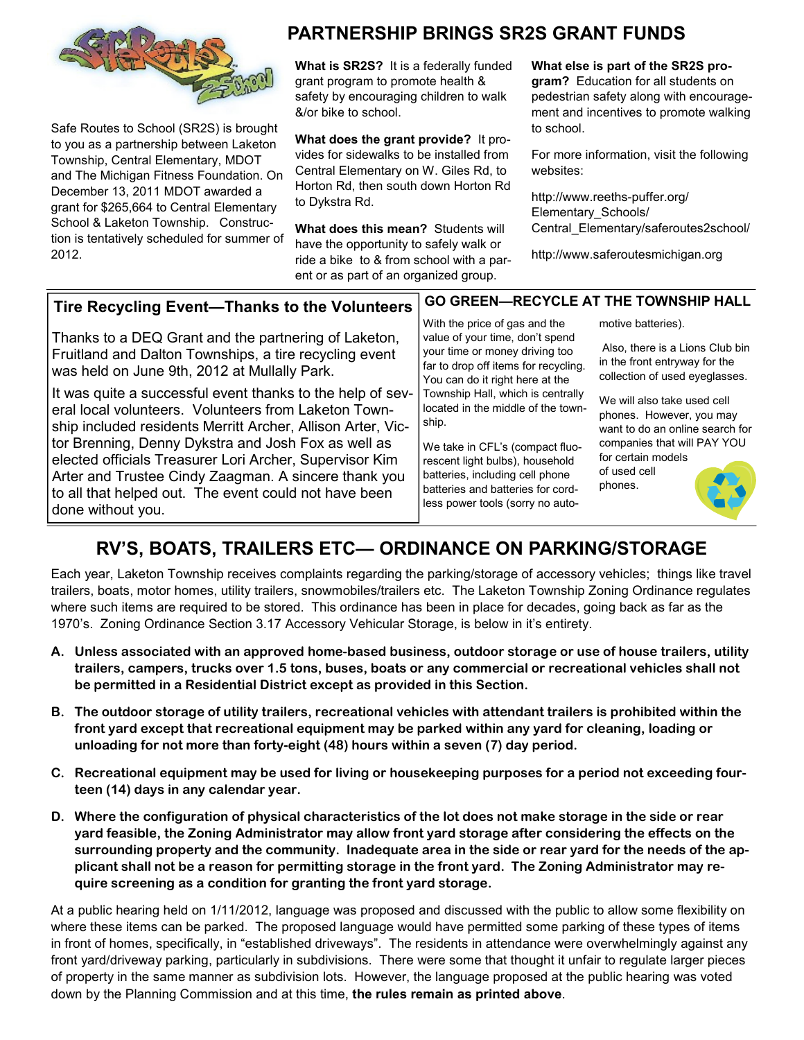## PARTNERSHIP BRINGS SR2S GRANT FUNDS

Safe Routes to School (SR2S) is brought to you as a partnership between Laketon Township, Central Elementary, MDOT and The Michigan Fitness Foundation. On December 13, 2011 MDOT awarded a grant for $265,664 to Central Elementary School & Laketon Township. Construction is tentatively scheduled for summer of 2012.

**What is SR2S?** It is a federally funded grant program to promote health & safety by encouraging children to walk &/or bike to school.

**What does the grant provide?** It provides for sidewalks to be installed from Central Elementary on W. Giles Rd, to Horton Rd, then south down Horton Rd to Dykstra Rd.

**What does this mean?** Students will have the opportunity to safely walk or ride a bike to & from school with a parent or as part of an organized group.

**What else is part of the SR2S program?** Education for all students on pedestrian safety along with encouragement and incentives to promote walking to school.

For more information, visit the following websites:

http://www.reeths-puffer.org/Elementary_Schools/Central_Elementary/saferoutes2school/

http://www.saferoutesmichigan.org

## Tire Recycling Event—Thanks to the Volunteers

Thanks to a DEQ Grant and the partnering of Laketon, Fruitland and Dalton Townships, a tire recycling event was held on June 9th, 2012 at Mullally Park.

It was quite a successful event thanks to the help of several local volunteers. Volunteers from Laketon Township included residents Merritt Archer, Allison Arter, Victor Brenning, Denny Dykstra and Josh Fox as well as elected officials Treasurer Lori Archer, Supervisor Kim Arter and Trustee Cindy Zaagman. A sincere thank you to all that helped out. The event could not have been done without you.

## GO GREEN—RECYCLE AT THE TOWNSHIP HALL

With the price of gas and the value of your time, don't spend your time or money driving too far to drop off items for recycling. You can do it right here at the Township Hall, which is centrally located in the middle of the township.

We take in CFL's (compact fluorescent light bulbs), household batteries, including cell phone batteries and batteries for cordless power tools (sorry no automotive batteries).

Also, there is a Lions Club bin in the front entryway for the collection of used eyeglasses.

We will also take used cell phones. However, you may want to do an online search for companies that will PAY YOU for certain models of used cell phones.

## RV'S, BOATS, TRAILERS ETC— ORDINANCE ON PARKING/STORAGE

Each year, Laketon Township receives complaints regarding the parking/storage of accessory vehicles; things like travel trailers, boats, motor homes, utility trailers, snowmobiles/trailers etc. The Laketon Township Zoning Ordinance regulates where such items are required to be stored. This ordinance has been in place for decades, going back as far as the 1970's. Zoning Ordinance Section 3.17 Accessory Vehicular Storage, is below in it's entirety.

A. **Unless associated with an approved home-based business, outdoor storage or use of house trailers, utility trailers, campers, trucks over 1.5 tons, buses, boats or any commercial or recreational vehicles shall not be permitted in a Residential District except as provided in this Section.**

B. **The outdoor storage of utility trailers, recreational vehicles with attendant trailers is prohibited within the front yard except that recreational equipment may be parked within any yard for cleaning, loading or unloading for not more than forty-eight (48) hours within a seven (7) day period.**

C. **Recreational equipment may be used for living or housekeeping purposes for a period not exceeding fourteen (14) days in any calendar year.**

D. **Where the configuration of physical characteristics of the lot does not make storage in the side or rear yard feasible, the Zoning Administrator may allow front yard storage after considering the effects on the surrounding property and the community. Inadequate area in the side or rear yard for the needs of the applicant shall not be a reason for permitting storage in the front yard. The Zoning Administrator may require screening as a condition for granting the front yard storage.**

At a public hearing held on 1/11/2012, language was proposed and discussed with the public to allow some flexibility on where these items can be parked. The proposed language would have permitted some parking of these types of items in front of homes, specifically, in "established driveways". The residents in attendance were overwhelmingly against any front yard/driveway parking, particularly in subdivisions. There were some that thought it unfair to regulate larger pieces of property in the same manner as subdivision lots. However, the language proposed at the public hearing was voted down by the Planning Commission and at this time, **the rules remain as printed above**.